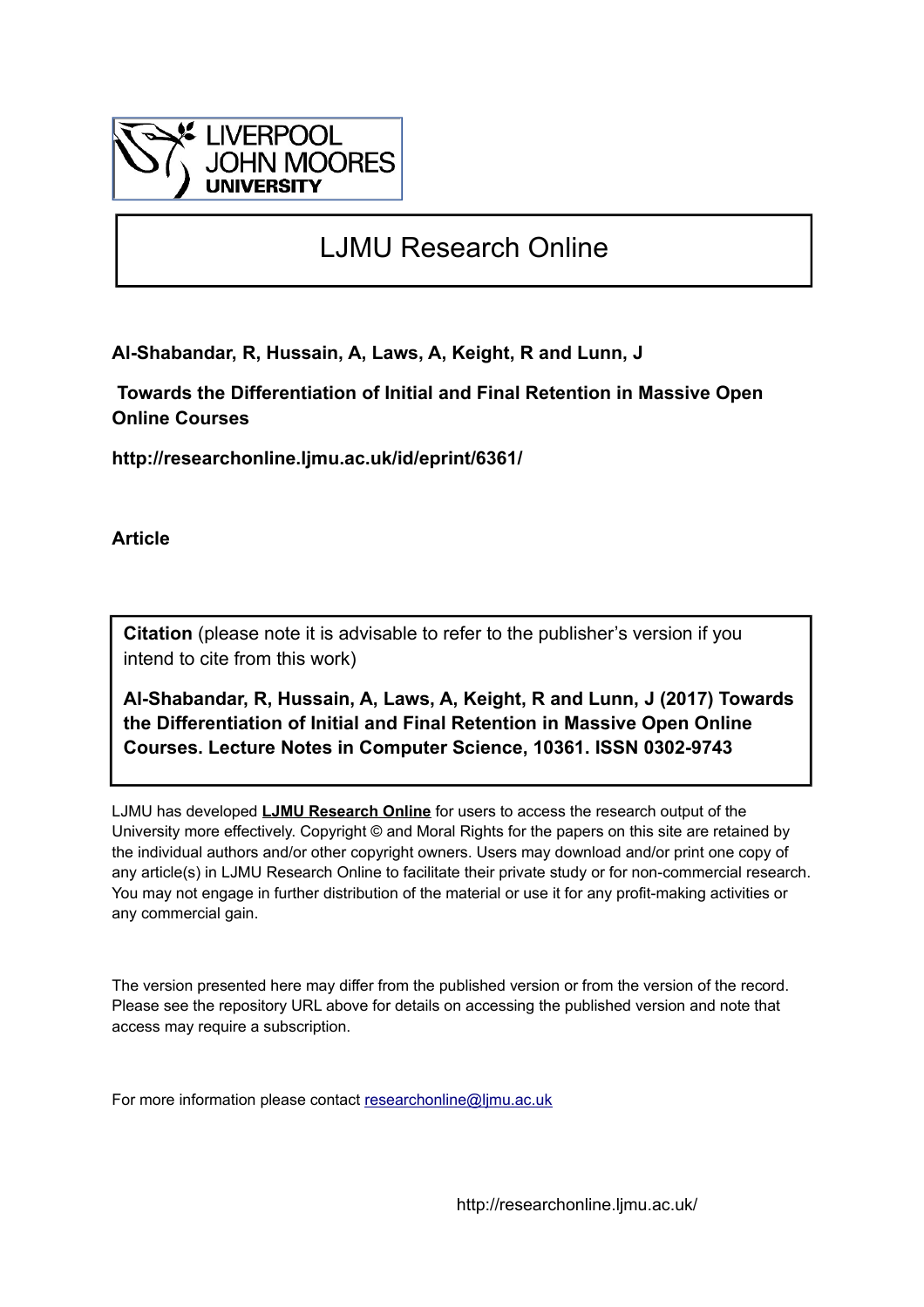# LJMU Research Online

**Al-Shabandar, R, Hussain, A, Laws, A, Keight, R and Lunn, J**

**Towards the Differentiation of Initial and Final Retention in Massive Open Online Courses**

**http://researchonline.ljmu.ac.uk/id/eprint/6361/**

**Article**

**Citation** (please note it is advisable to refer to the publisher's version if you intend to cite from this work)

**Al-Shabandar, R, Hussain, A, Laws, A, Keight, R and Lunn, J (2017) Towards the Differentiation of Initial and Final Retention in Massive Open Online Courses. Lecture Notes in Computer Science, 10361. ISSN 0302-9743**

LJMU has developed **LJMU Research Online** for users to access the research output of the University more effectively. Copyright © and Moral Rights for the papers on this site are retained by the individual authors and/or other copyright owners. Users may download and/or print one copy of any article(s) in LJMU Research Online to facilitate their private study or for non-commercial research. You may not engage in further distribution of the material or use it for any profit-making activities or any commercial gain.

The version presented here may differ from the published version or from the version of the record. Please see the repository URL above for details on accessing the published version and note that access may require a subscription.

For more information please contact researchonline@ljmu.ac.uk

http://researchonline.ljmu.ac.uk/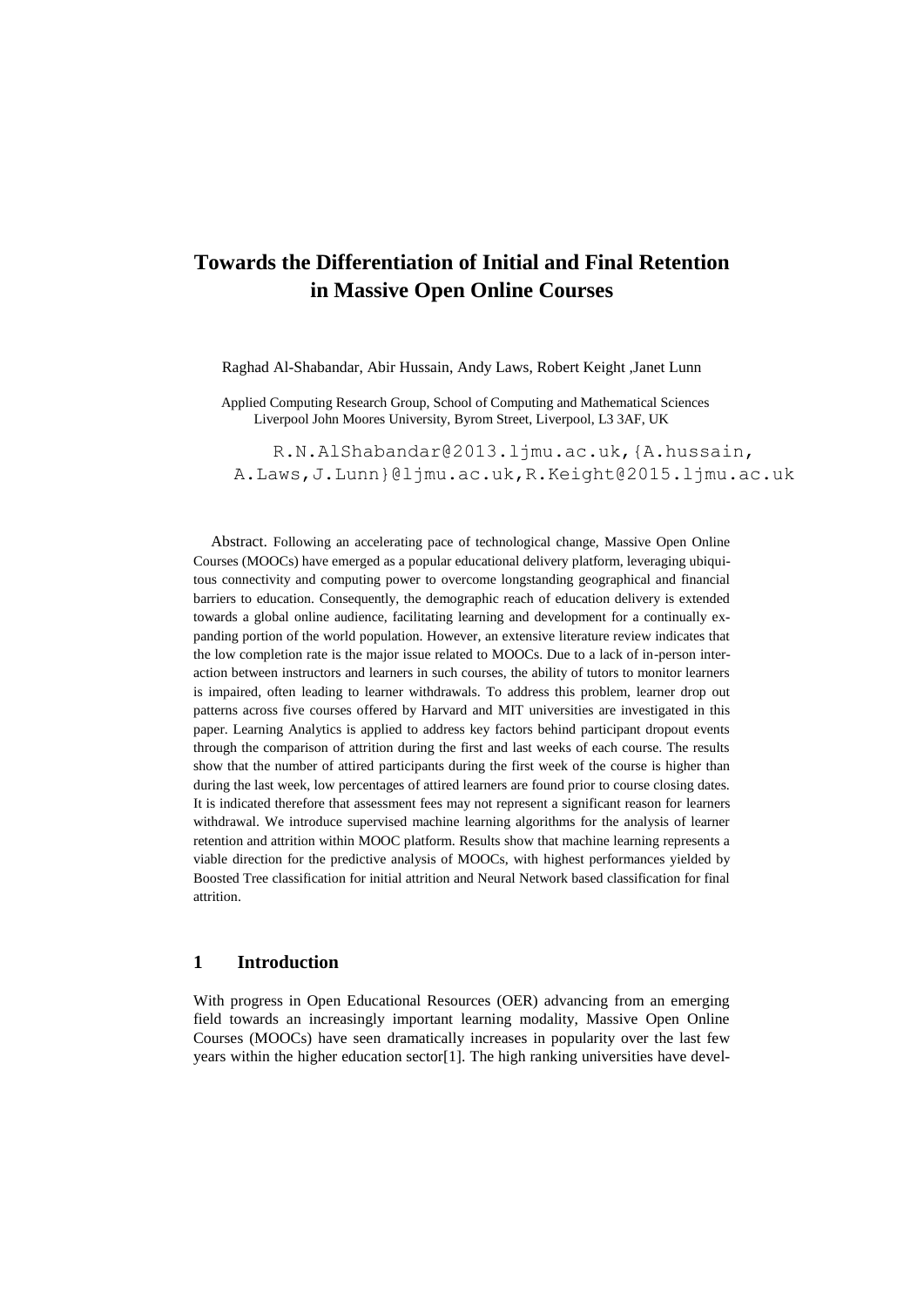# Towards the Differentiation of Initial and Final Retention in Massive Open Online Courses

Raghad Al-Shabandar, Abir Hussain, Andy Laws, Robert Keight ,Janet Lunn

Applied Computing Research Group, School of Computing and Mathematical Sciences
Liverpool John Moores University, Byrom Street, Liverpool, L3 3AF, UK

R.N.AlShabandar@2013.ljmu.ac.uk,{A.hussain, A.Laws,J.Lunn}@ljmu.ac.uk,R.Keight@2015.ljmu.ac.uk

**Abstract.** Following an accelerating pace of technological change, Massive Open Online Courses (MOOCs) have emerged as a popular educational delivery platform, leveraging ubiquitous connectivity and computing power to overcome longstanding geographical and financial barriers to education. Consequently, the demographic reach of education delivery is extended towards a global online audience, facilitating learning and development for a continually expanding portion of the world population. However, an extensive literature review indicates that the low completion rate is the major issue related to MOOCs. Due to a lack of in-person interaction between instructors and learners in such courses, the ability of tutors to monitor learners is impaired, often leading to learner withdrawals. To address this problem, learner drop out patterns across five courses offered by Harvard and MIT universities are investigated in this paper. Learning Analytics is applied to address key factors behind participant dropout events through the comparison of attrition during the first and last weeks of each course. The results show that the number of attired participants during the first week of the course is higher than during the last week, low percentages of attired learners are found prior to course closing dates. It is indicated therefore that assessment fees may not represent a significant reason for learners withdrawal. We introduce supervised machine learning algorithms for the analysis of learner retention and attrition within MOOC platform. Results show that machine learning represents a viable direction for the predictive analysis of MOOCs, with highest performances yielded by Boosted Tree classification for initial attrition and Neural Network based classification for final attrition.

## 1 Introduction

With progress in Open Educational Resources (OER) advancing from an emerging field towards an increasingly important learning modality, Massive Open Online Courses (MOOCs) have seen dramatically increases in popularity over the last few years within the higher education sector[1]. The high ranking universities have devel-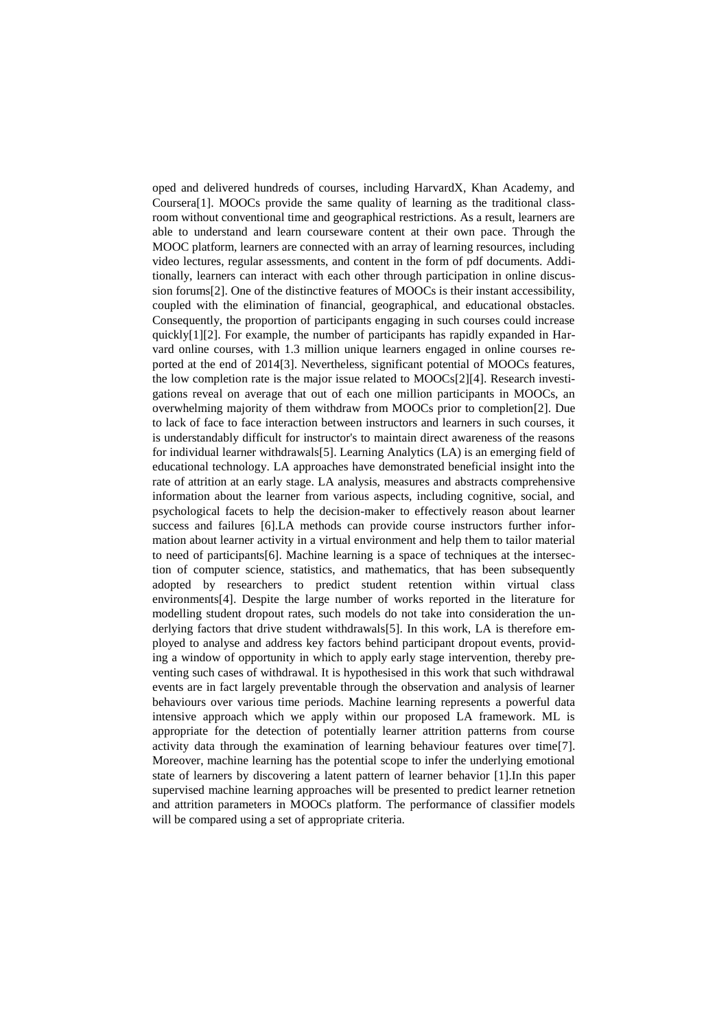oped and delivered hundreds of courses, including HarvardX, Khan Academy, and Coursera[1]. MOOCs provide the same quality of learning as the traditional classroom without conventional time and geographical restrictions. As a result, learners are able to understand and learn courseware content at their own pace. Through the MOOC platform, learners are connected with an array of learning resources, including video lectures, regular assessments, and content in the form of pdf documents. Additionally, learners can interact with each other through participation in online discussion forums[2]. One of the distinctive features of MOOCs is their instant accessibility, coupled with the elimination of financial, geographical, and educational obstacles. Consequently, the proportion of participants engaging in such courses could increase quickly[1][2]. For example, the number of participants has rapidly expanded in Harvard online courses, with 1.3 million unique learners engaged in online courses reported at the end of 2014[3]. Nevertheless, significant potential of MOOCs features, the low completion rate is the major issue related to MOOCs[2][4]. Research investigations reveal on average that out of each one million participants in MOOCs, an overwhelming majority of them withdraw from MOOCs prior to completion[2]. Due to lack of face to face interaction between instructors and learners in such courses, it is understandably difficult for instructor's to maintain direct awareness of the reasons for individual learner withdrawals[5]. Learning Analytics (LA) is an emerging field of educational technology. LA approaches have demonstrated beneficial insight into the rate of attrition at an early stage. LA analysis, measures and abstracts comprehensive information about the learner from various aspects, including cognitive, social, and psychological facets to help the decision-maker to effectively reason about learner success and failures [6].LA methods can provide course instructors further information about learner activity in a virtual environment and help them to tailor material to need of participants[6]. Machine learning is a space of techniques at the intersection of computer science, statistics, and mathematics, that has been subsequently adopted by researchers to predict student retention within virtual class environments[4]. Despite the large number of works reported in the literature for modelling student dropout rates, such models do not take into consideration the underlying factors that drive student withdrawals[5]. In this work, LA is therefore employed to analyse and address key factors behind participant dropout events, providing a window of opportunity in which to apply early stage intervention, thereby preventing such cases of withdrawal. It is hypothesised in this work that such withdrawal events are in fact largely preventable through the observation and analysis of learner behaviours over various time periods. Machine learning represents a powerful data intensive approach which we apply within our proposed LA framework. ML is appropriate for the detection of potentially learner attrition patterns from course activity data through the examination of learning behaviour features over time[7]. Moreover, machine learning has the potential scope to infer the underlying emotional state of learners by discovering a latent pattern of learner behavior [1].In this paper supervised machine learning approaches will be presented to predict learner retnetion and attrition parameters in MOOCs platform. The performance of classifier models will be compared using a set of appropriate criteria.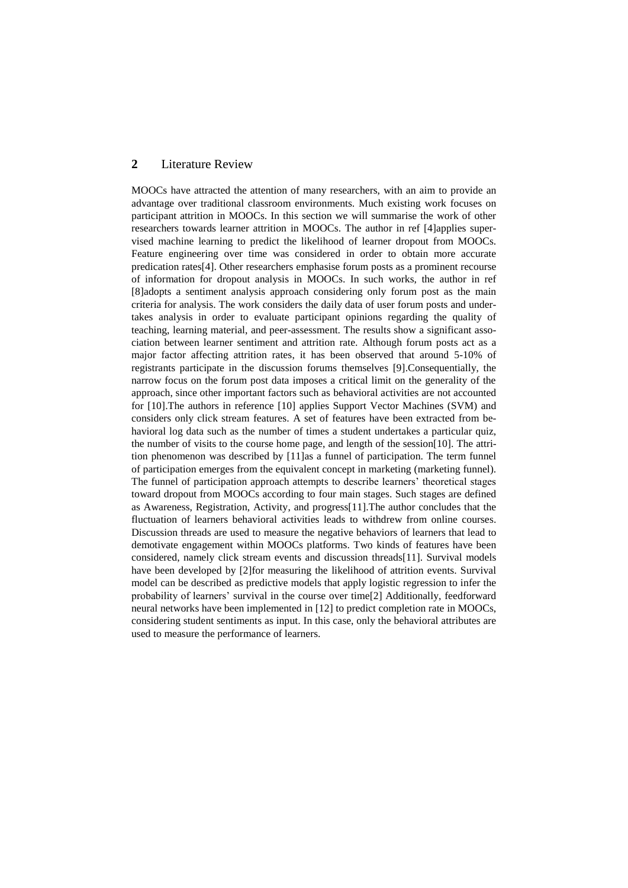## 2 Literature Review

MOOCs have attracted the attention of many researchers, with an aim to provide an advantage over traditional classroom environments. Much existing work focuses on participant attrition in MOOCs. In this section we will summarise the work of other researchers towards learner attrition in MOOCs. The author in ref [4]applies supervised machine learning to predict the likelihood of learner dropout from MOOCs. Feature engineering over time was considered in order to obtain more accurate predication rates[4]. Other researchers emphasise forum posts as a prominent recourse of information for dropout analysis in MOOCs. In such works, the author in ref [8]adopts a sentiment analysis approach considering only forum post as the main criteria for analysis. The work considers the daily data of user forum posts and undertakes analysis in order to evaluate participant opinions regarding the quality of teaching, learning material, and peer-assessment. The results show a significant association between learner sentiment and attrition rate. Although forum posts act as a major factor affecting attrition rates, it has been observed that around 5-10% of registrants participate in the discussion forums themselves [9].Consequentially, the narrow focus on the forum post data imposes a critical limit on the generality of the approach, since other important factors such as behavioral activities are not accounted for [10].The authors in reference [10] applies Support Vector Machines (SVM) and considers only click stream features. A set of features have been extracted from behavioral log data such as the number of times a student undertakes a particular quiz, the number of visits to the course home page, and length of the session[10]. The attrition phenomenon was described by [11]as a funnel of participation. The term funnel of participation emerges from the equivalent concept in marketing (marketing funnel). The funnel of participation approach attempts to describe learners' theoretical stages toward dropout from MOOCs according to four main stages. Such stages are defined as Awareness, Registration, Activity, and progress[11].The author concludes that the fluctuation of learners behavioral activities leads to withdrew from online courses. Discussion threads are used to measure the negative behaviors of learners that lead to demotivate engagement within MOOCs platforms. Two kinds of features have been considered, namely click stream events and discussion threads[11]. Survival models have been developed by [2]for measuring the likelihood of attrition events. Survival model can be described as predictive models that apply logistic regression to infer the probability of learners' survival in the course over time[2] Additionally, feedforward neural networks have been implemented in [12] to predict completion rate in MOOCs, considering student sentiments as input. In this case, only the behavioral attributes are used to measure the performance of learners.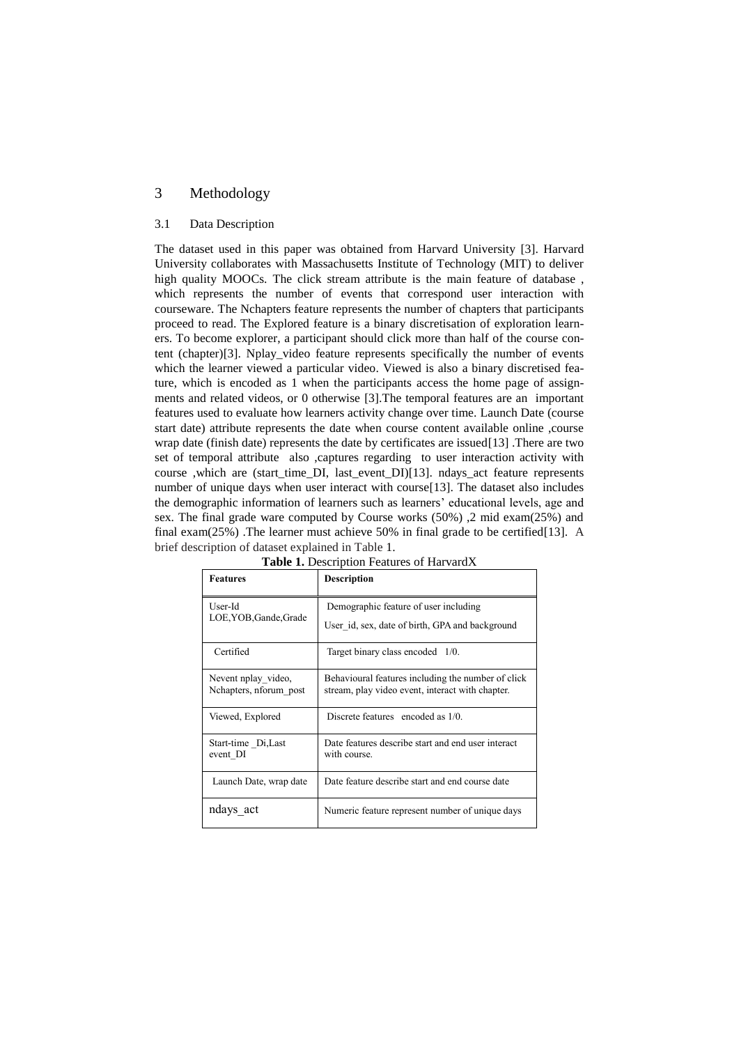## 3 Methodology

### 3.1 Data Description

The dataset used in this paper was obtained from Harvard University [3]. Harvard University collaborates with Massachusetts Institute of Technology (MIT) to deliver high quality MOOCs. The click stream attribute is the main feature of database , which represents the number of events that correspond user interaction with courseware. The Nchapters feature represents the number of chapters that participants proceed to read. The Explored feature is a binary discretisation of exploration learners. To become explorer, a participant should click more than half of the course content (chapter)[3]. Nplay_video feature represents specifically the number of events which the learner viewed a particular video. Viewed is also a binary discretised feature, which is encoded as 1 when the participants access the home page of assignments and related videos, or 0 otherwise [3].The temporal features are an important features used to evaluate how learners activity change over time. Launch Date (course start date) attribute represents the date when course content available online ,course wrap date (finish date) represents the date by certificates are issued[13] .There are two set of temporal attribute also ,captures regarding to user interaction activity with course ,which are (start_time_DI, last_event_DI)[13]. ndays_act feature represents number of unique days when user interact with course[13]. The dataset also includes the demographic information of learners such as learners' educational levels, age and sex. The final grade ware computed by Course works (50%) ,2 mid exam(25%) and final exam(25%) .The learner must achieve 50% in final grade to be certified[13]. A brief description of dataset explained in Table 1.

**Table 1.** Description Features of HarvardX

| Features | Description |
|---|---|
| User-Id LOE,YOB,Gande,Grade | Demographic feature of user including User_id, sex, date of birth, GPA and background |
| Certified | Target binary class encoded 1/0. |
| Nevent nplay_video, Nchapters, nforum_post | Behavioural features including the number of click stream, play video event, interact with chapter. |
| Viewed, Explored | Discrete features encoded as 1/0. |
| Start-time _Di,Last event_DI | Date features describe start and end user interact with course. |
| Launch Date, wrap date | Date feature describe start and end course date |
| ndays_act | Numeric feature represent number of unique days |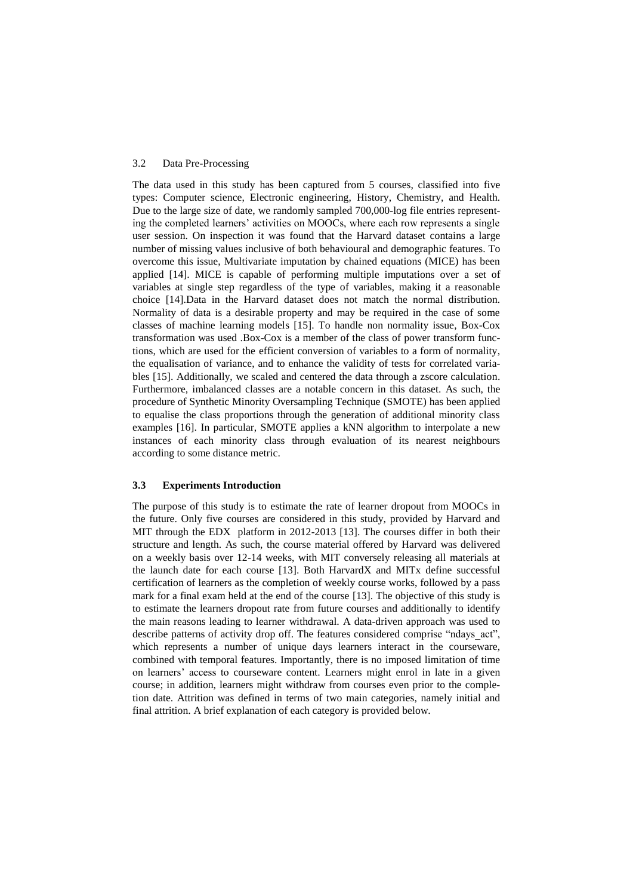### 3.2 Data Pre-Processing

The data used in this study has been captured from 5 courses, classified into five types: Computer science, Electronic engineering, History, Chemistry, and Health. Due to the large size of date, we randomly sampled 700,000-log file entries representing the completed learners' activities on MOOCs, where each row represents a single user session. On inspection it was found that the Harvard dataset contains a large number of missing values inclusive of both behavioural and demographic features. To overcome this issue, Multivariate imputation by chained equations (MICE) has been applied [14]. MICE is capable of performing multiple imputations over a set of variables at single step regardless of the type of variables, making it a reasonable choice [14].Data in the Harvard dataset does not match the normal distribution. Normality of data is a desirable property and may be required in the case of some classes of machine learning models [15]. To handle non normality issue, Box-Cox transformation was used .Box-Cox is a member of the class of power transform functions, which are used for the efficient conversion of variables to a form of normality, the equalisation of variance, and to enhance the validity of tests for correlated variables [15]. Additionally, we scaled and centered the data through a zscore calculation. Furthermore, imbalanced classes are a notable concern in this dataset. As such, the procedure of Synthetic Minority Oversampling Technique (SMOTE) has been applied to equalise the class proportions through the generation of additional minority class examples [16]. In particular, SMOTE applies a kNN algorithm to interpolate a new instances of each minority class through evaluation of its nearest neighbours according to some distance metric.

### 3.3 Experiments Introduction

The purpose of this study is to estimate the rate of learner dropout from MOOCs in the future. Only five courses are considered in this study, provided by Harvard and MIT through the EDX platform in 2012-2013 [13]. The courses differ in both their structure and length. As such, the course material offered by Harvard was delivered on a weekly basis over 12-14 weeks, with MIT conversely releasing all materials at the launch date for each course [13]. Both HarvardX and MITx define successful certification of learners as the completion of weekly course works, followed by a pass mark for a final exam held at the end of the course [13]. The objective of this study is to estimate the learners dropout rate from future courses and additionally to identify the main reasons leading to learner withdrawal. A data-driven approach was used to describe patterns of activity drop off. The features considered comprise "ndays_act", which represents a number of unique days learners interact in the courseware, combined with temporal features. Importantly, there is no imposed limitation of time on learners' access to courseware content. Learners might enrol in late in a given course; in addition, learners might withdraw from courses even prior to the completion date. Attrition was defined in terms of two main categories, namely initial and final attrition. A brief explanation of each category is provided below.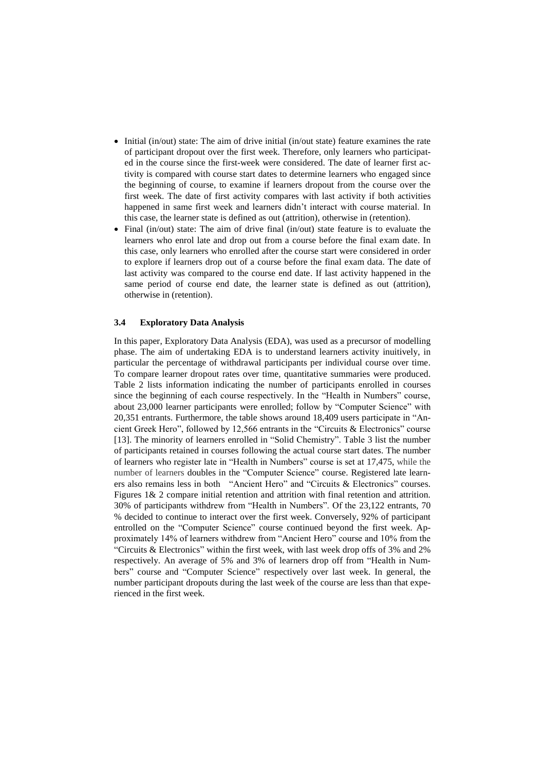- Initial (in/out) state: The aim of drive initial (in/out state) feature examines the rate of participant dropout over the first week. Therefore, only learners who participated in the course since the first-week were considered. The date of learner first activity is compared with course start dates to determine learners who engaged since the beginning of course, to examine if learners dropout from the course over the first week. The date of first activity compares with last activity if both activities happened in same first week and learners didn't interact with course material. In this case, the learner state is defined as out (attrition), otherwise in (retention).
- Final (in/out) state: The aim of drive final (in/out) state feature is to evaluate the learners who enrol late and drop out from a course before the final exam date. In this case, only learners who enrolled after the course start were considered in order to explore if learners drop out of a course before the final exam data. The date of last activity was compared to the course end date. If last activity happened in the same period of course end date, the learner state is defined as out (attrition), otherwise in (retention).

### 3.4 Exploratory Data Analysis

In this paper, Exploratory Data Analysis (EDA), was used as a precursor of modelling phase. The aim of undertaking EDA is to understand learners activity inuitively, in particular the percentage of withdrawal participants per individual course over time. To compare learner dropout rates over time, quantitative summaries were produced. Table 2 lists information indicating the number of participants enrolled in courses since the beginning of each course respectively. In the "Health in Numbers" course, about 23,000 learner participants were enrolled; follow by "Computer Science" with 20,351 entrants. Furthermore, the table shows around 18,409 users participate in "Ancient Greek Hero", followed by 12,566 entrants in the "Circuits & Electronics" course [13]. The minority of learners enrolled in "Solid Chemistry". Table 3 list the number of participants retained in courses following the actual course start dates. The number of learners who register late in "Health in Numbers" course is set at 17,475, while the number of learners doubles in the "Computer Science" course. Registered late learners also remains less in both "Ancient Hero" and "Circuits & Electronics" courses. Figures 1& 2 compare initial retention and attrition with final retention and attrition. 30% of participants withdrew from "Health in Numbers". Of the 23,122 entrants, 70 % decided to continue to interact over the first week. Conversely, 92% of participant entrolled on the "Computer Science" course continued beyond the first week. Approximately 14% of learners withdrew from "Ancient Hero" course and 10% from the "Circuits & Electronics" within the first week, with last week drop offs of 3% and 2% respectively. An average of 5% and 3% of learners drop off from "Health in Numbers" course and "Computer Science" respectively over last week. In general, the number participant dropouts during the last week of the course are less than that experienced in the first week.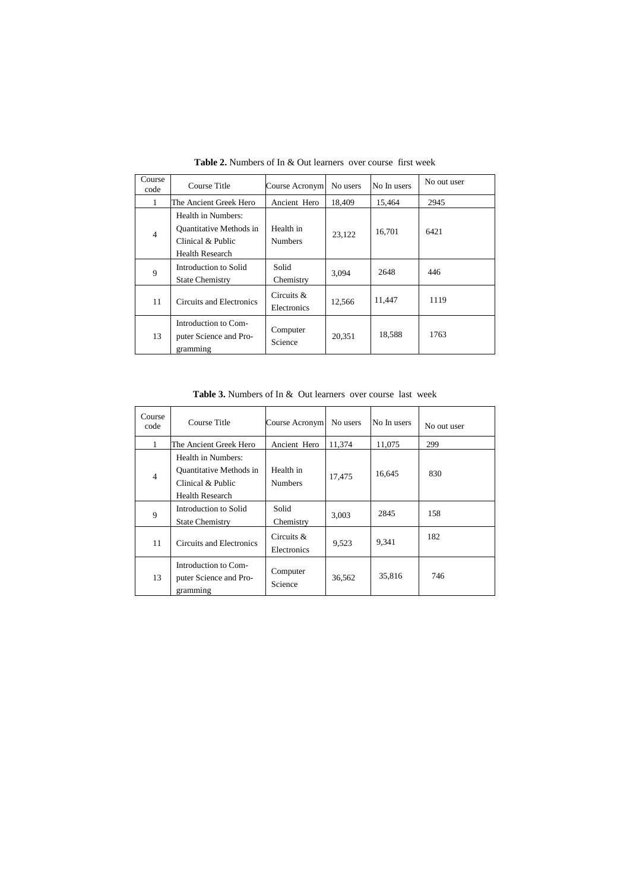**Table 2.** Numbers of In & Out learners over course first week

| Course code | Course Title | Course Acronym | No users | No In users | No out user |
|---|---|---|---|---|---|
| 1 | The Ancient Greek Hero | Ancient Hero | 18,409 | 15,464 | 2945 |
| 4 | Health in Numbers: Quantitative Methods in Clinical & Public Health Research | Health in Numbers | 23,122 | 16,701 | 6421 |
| 9 | Introduction to Solid State Chemistry | Solid Chemistry | 3,094 | 2648 | 446 |
| 11 | Circuits and Electronics | Circuits & Electronics | 12,566 | 11,447 | 1119 |
| 13 | Introduction to Computer Science and Programming | Computer Science | 20,351 | 18,588 | 1763 |

**Table 3.** Numbers of In & Out learners over course last week

| Course code | Course Title | Course Acronym | No users | No In users | No out user |
|---|---|---|---|---|---|
| 1 | The Ancient Greek Hero | Ancient Hero | 11,374 | 11,075 | 299 |
| 4 | Health in Numbers: Quantitative Methods in Clinical & Public Health Research | Health in Numbers | 17,475 | 16,645 | 830 |
| 9 | Introduction to Solid State Chemistry | Solid Chemistry | 3,003 | 2845 | 158 |
| 11 | Circuits and Electronics | Circuits & Electronics | 9,523 | 9,341 | 182 |
| 13 | Introduction to Computer Science and Programming | Computer Science | 36,562 | 35,816 | 746 |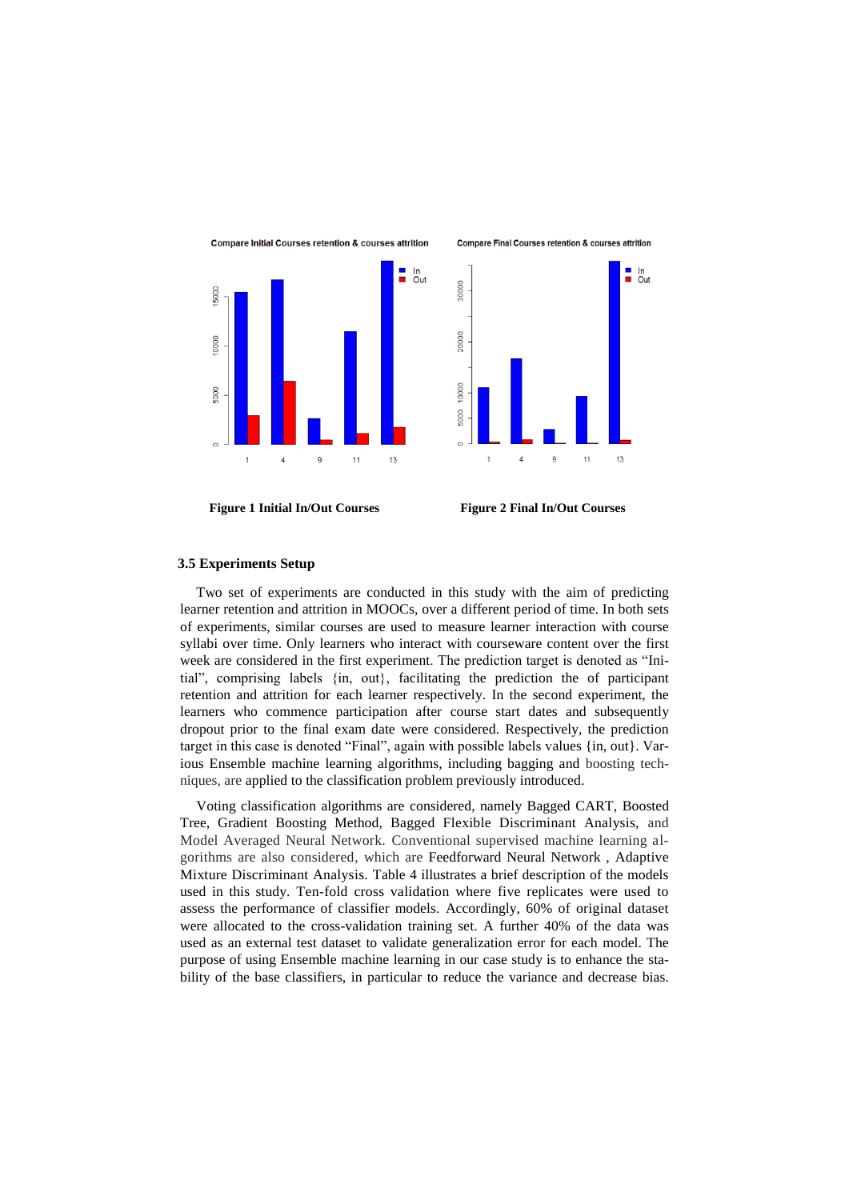Figure 1 Initial In/Out Courses

Figure 2 Final In/Out Courses

### 3.5 Experiments Setup

Two set of experiments are conducted in this study with the aim of predicting learner retention and attrition in MOOCs, over a different period of time. In both sets of experiments, similar courses are used to measure learner interaction with course syllabi over time. Only learners who interact with courseware content over the first week are considered in the first experiment. The prediction target is denoted as "Initial", comprising labels {in, out}, facilitating the prediction the of participant retention and attrition for each learner respectively. In the second experiment, the learners who commence participation after course start dates and subsequently dropout prior to the final exam date were considered. Respectively, the prediction target in this case is denoted "Final", again with possible labels values {in, out}. Various Ensemble machine learning algorithms, including bagging and boosting techniques, are applied to the classification problem previously introduced.

Voting classification algorithms are considered, namely Bagged CART, Boosted Tree, Gradient Boosting Method, Bagged Flexible Discriminant Analysis, and Model Averaged Neural Network. Conventional supervised machine learning algorithms are also considered, which are Feedforward Neural Network , Adaptive Mixture Discriminant Analysis. Table 4 illustrates a brief description of the models used in this study. Ten-fold cross validation where five replicates were used to assess the performance of classifier models. Accordingly, 60% of original dataset were allocated to the cross-validation training set. A further 40% of the data was used as an external test dataset to validate generalization error for each model. The purpose of using Ensemble machine learning in our case study is to enhance the stability of the base classifiers, in particular to reduce the variance and decrease bias.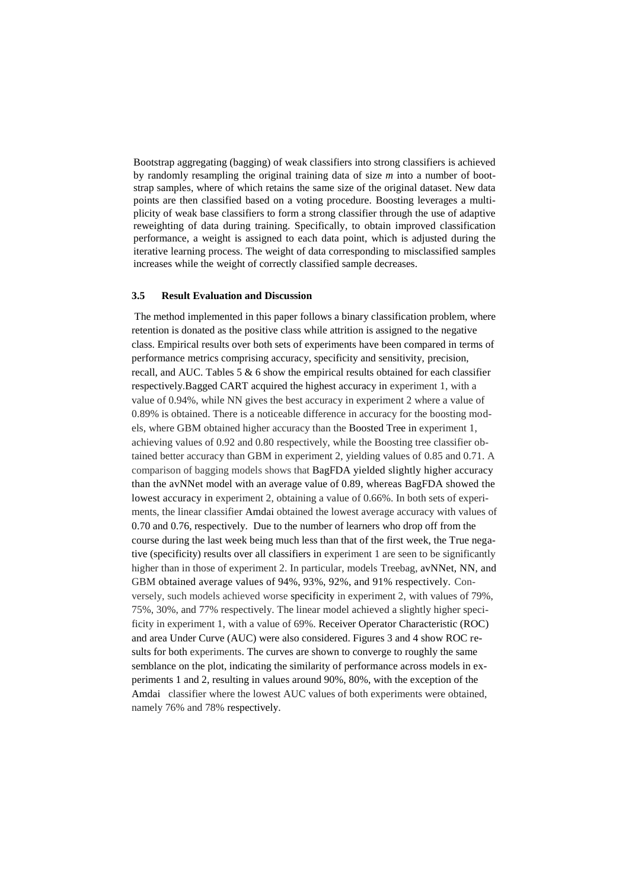Bootstrap aggregating (bagging) of weak classifiers into strong classifiers is achieved by randomly resampling the original training data of size *m* into a number of bootstrap samples, where of which retains the same size of the original dataset. New data points are then classified based on a voting procedure. Boosting leverages a multiplicity of weak base classifiers to form a strong classifier through the use of adaptive reweighting of data during training. Specifically, to obtain improved classification performance, a weight is assigned to each data point, which is adjusted during the iterative learning process. The weight of data corresponding to misclassified samples increases while the weight of correctly classified sample decreases.

### 3.5 Result Evaluation and Discussion

The method implemented in this paper follows a binary classification problem, where retention is donated as the positive class while attrition is assigned to the negative class. Empirical results over both sets of experiments have been compared in terms of performance metrics comprising accuracy, specificity and sensitivity, precision, recall, and AUC. Tables 5 & 6 show the empirical results obtained for each classifier respectively.Bagged CART acquired the highest accuracy in experiment 1, with a value of 0.94%, while NN gives the best accuracy in experiment 2 where a value of 0.89% is obtained. There is a noticeable difference in accuracy for the boosting models, where GBM obtained higher accuracy than the Boosted Tree in experiment 1, achieving values of 0.92 and 0.80 respectively, while the Boosting tree classifier obtained better accuracy than GBM in experiment 2, yielding values of 0.85 and 0.71. A comparison of bagging models shows that BagFDA yielded slightly higher accuracy than the avNNet model with an average value of 0.89, whereas BagFDA showed the lowest accuracy in experiment 2, obtaining a value of 0.66%. In both sets of experiments, the linear classifier Amdai obtained the lowest average accuracy with values of 0.70 and 0.76, respectively. Due to the number of learners who drop off from the course during the last week being much less than that of the first week, the True negative (specificity) results over all classifiers in experiment 1 are seen to be significantly higher than in those of experiment 2. In particular, models Treebag, avNNet, NN, and GBM obtained average values of 94%, 93%, 92%, and 91% respectively. Conversely, such models achieved worse specificity in experiment 2, with values of 79%, 75%, 30%, and 77% respectively. The linear model achieved a slightly higher specificity in experiment 1, with a value of 69%. Receiver Operator Characteristic (ROC) and area Under Curve (AUC) were also considered. Figures 3 and 4 show ROC results for both experiments. The curves are shown to converge to roughly the same semblance on the plot, indicating the similarity of performance across models in experiments 1 and 2, resulting in values around 90%, 80%, with the exception of the Amdai classifier where the lowest AUC values of both experiments were obtained, namely 76% and 78% respectively.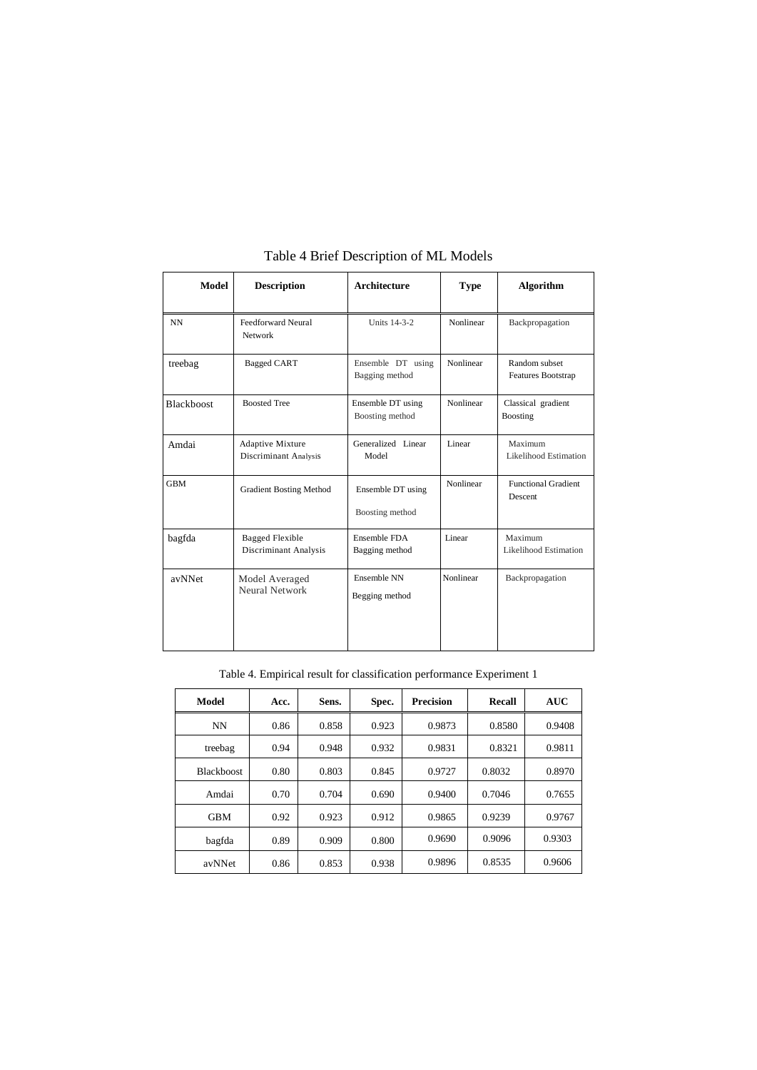Table 4 Brief Description of ML Models

| Model | Description | Architecture | Type | Algorithm |
|---|---|---|---|---|
| NN | Feedforward Neural Network | Units 14-3-2 | Nonlinear | Backpropagation |
| treebag | Bagged CART | Ensemble DT using Bagging method | Nonlinear | Random subset Features Bootstrap |
| Blackboost | Boosted Tree | Ensemble DT using Boosting method | Nonlinear | Classical gradient Boosting |
| Amdai | Adaptive Mixture Discriminant Analysis | Generalized Linear Model | Linear | Maximum Likelihood Estimation |
| GBM | Gradient Bosting Method | Ensemble DT using Boosting method | Nonlinear | Functional Gradient Descent |
| bagfda | Bagged Flexible Discriminant Analysis | Ensemble FDA Bagging method | Linear | Maximum Likelihood Estimation |
| avNNet | Model Averaged Neural Network | Ensemble NN Begging method | Nonlinear | Backpropagation |

Table 4. Empirical result for classification performance Experiment 1

| Model | Acc. | Sens. | Spec. | Precision | Recall | AUC |
|---|---|---|---|---|---|---|
| NN | 0.86 | 0.858 | 0.923 | 0.9873 | 0.8580 | 0.9408 |
| treebag | 0.94 | 0.948 | 0.932 | 0.9831 | 0.8321 | 0.9811 |
| Blackboost | 0.80 | 0.803 | 0.845 | 0.9727 | 0.8032 | 0.8970 |
| Amdai | 0.70 | 0.704 | 0.690 | 0.9400 | 0.7046 | 0.7655 |
| GBM | 0.92 | 0.923 | 0.912 | 0.9865 | 0.9239 | 0.9767 |
| bagfda | 0.89 | 0.909 | 0.800 | 0.9690 | 0.9096 | 0.9303 |
| avNNet | 0.86 | 0.853 | 0.938 | 0.9896 | 0.8535 | 0.9606 |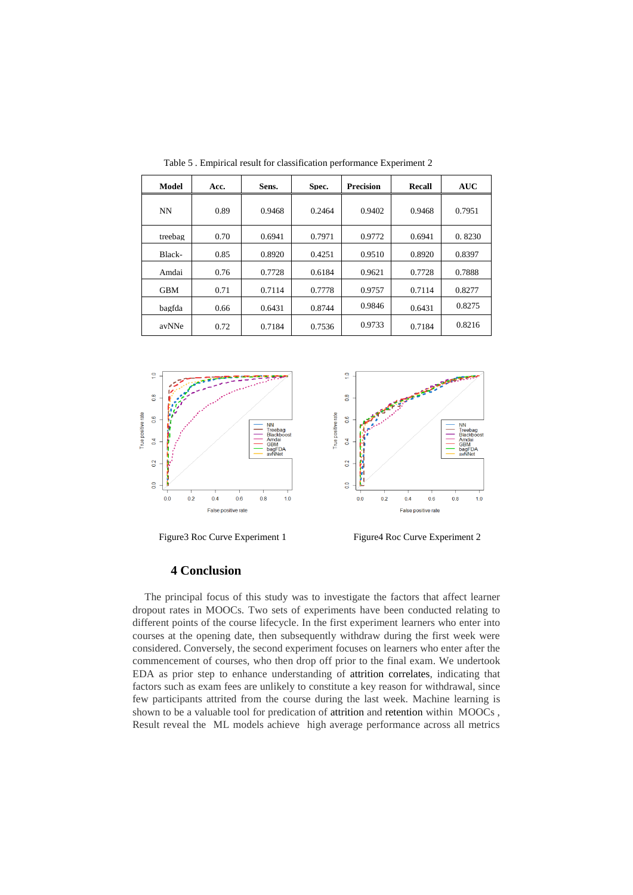Table 5 . Empirical result for classification performance Experiment 2

| Model | Acc. | Sens. | Spec. | Precision | Recall | AUC |
|---|---|---|---|---|---|---|
| NN | 0.89 | 0.9468 | 0.2464 | 0.9402 | 0.9468 | 0.7951 |
| treebag | 0.70 | 0.6941 | 0.7971 | 0.9772 | 0.6941 | 0. 8230 |
| Black- | 0.85 | 0.8920 | 0.4251 | 0.9510 | 0.8920 | 0.8397 |
| Amdai | 0.76 | 0.7728 | 0.6184 | 0.9621 | 0.7728 | 0.7888 |
| GBM | 0.71 | 0.7114 | 0.7778 | 0.9757 | 0.7114 | 0.8277 |
| bagfda | 0.66 | 0.6431 | 0.8744 | 0.9846 | 0.6431 | 0.8275 |
| avNNe | 0.72 | 0.7184 | 0.7536 | 0.9733 | 0.7184 | 0.8216 |

Figure3 Roc Curve Experiment 1

Figure4 Roc Curve Experiment 2

## 4 Conclusion

The principal focus of this study was to investigate the factors that affect learner dropout rates in MOOCs. Two sets of experiments have been conducted relating to different points of the course lifecycle. In the first experiment learners who enter into courses at the opening date, then subsequently withdraw during the first week were considered. Conversely, the second experiment focuses on learners who enter after the commencement of courses, who then drop off prior to the final exam. We undertook EDA as prior step to enhance understanding of attrition correlates, indicating that factors such as exam fees are unlikely to constitute a key reason for withdrawal, since few participants attrited from the course during the last week. Machine learning is shown to be a valuable tool for predication of attrition and retention within MOOCs , Result reveal the ML models achieve high average performance across all metrics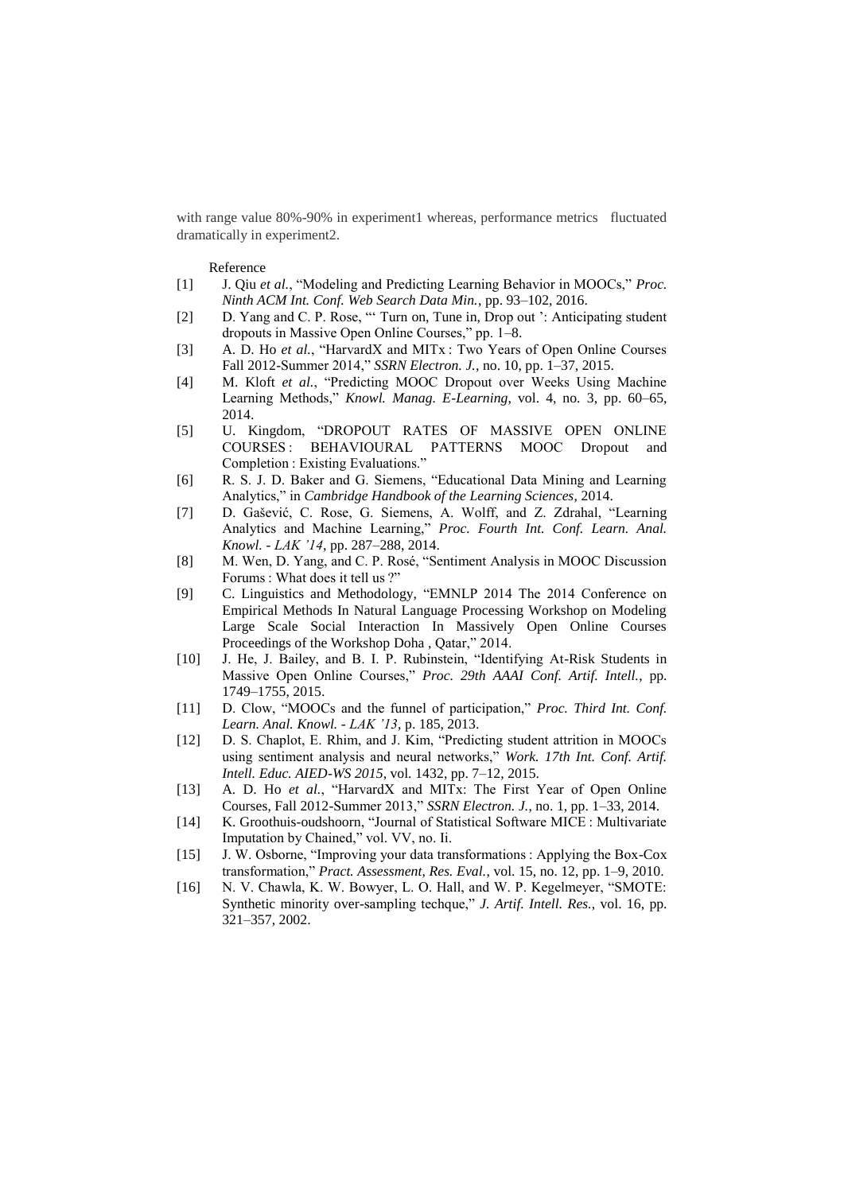with range value 80%-90% in experiment1 whereas, performance metrics fluctuated dramatically in experiment2.

## Reference

[1] J. Qiu *et al.*, "Modeling and Predicting Learning Behavior in MOOCs," *Proc. Ninth ACM Int. Conf. Web Search Data Min.*, pp. 93–102, 2016.

[2] D. Yang and C. P. Rose, "' Turn on, Tune in, Drop out ': Anticipating student dropouts in Massive Open Online Courses," pp. 1–8.

[3] A. D. Ho *et al.*, "HarvardX and MITx : Two Years of Open Online Courses Fall 2012-Summer 2014," *SSRN Electron. J.*, no. 10, pp. 1–37, 2015.

[4] M. Kloft *et al.*, "Predicting MOOC Dropout over Weeks Using Machine Learning Methods," *Knowl. Manag. E-Learning*, vol. 4, no. 3, pp. 60–65, 2014.

[5] U. Kingdom, "DROPOUT RATES OF MASSIVE OPEN ONLINE COURSES : BEHAVIOURAL PATTERNS MOOC Dropout and Completion : Existing Evaluations."

[6] R. S. J. D. Baker and G. Siemens, "Educational Data Mining and Learning Analytics," in *Cambridge Handbook of the Learning Sciences*, 2014.

[7] D. Gašević, C. Rose, G. Siemens, A. Wolff, and Z. Zdrahal, "Learning Analytics and Machine Learning," *Proc. Fourth Int. Conf. Learn. Anal. Knowl. - LAK '14*, pp. 287–288, 2014.

[8] M. Wen, D. Yang, and C. P. Rosé, "Sentiment Analysis in MOOC Discussion Forums : What does it tell us ?"

[9] C. Linguistics and Methodology, "EMNLP 2014 The 2014 Conference on Empirical Methods In Natural Language Processing Workshop on Modeling Large Scale Social Interaction In Massively Open Online Courses Proceedings of the Workshop Doha , Qatar," 2014.

[10] J. He, J. Bailey, and B. I. P. Rubinstein, "Identifying At-Risk Students in Massive Open Online Courses," *Proc. 29th AAAI Conf. Artif. Intell.*, pp. 1749–1755, 2015.

[11] D. Clow, "MOOCs and the funnel of participation," *Proc. Third Int. Conf. Learn. Anal. Knowl. - LAK '13*, p. 185, 2013.

[12] D. S. Chaplot, E. Rhim, and J. Kim, "Predicting student attrition in MOOCs using sentiment analysis and neural networks," *Work. 17th Int. Conf. Artif. Intell. Educ. AIED-WS 2015*, vol. 1432, pp. 7–12, 2015.

[13] A. D. Ho *et al.*, "HarvardX and MITx: The First Year of Open Online Courses, Fall 2012-Summer 2013," *SSRN Electron. J.*, no. 1, pp. 1–33, 2014.

[14] K. Groothuis-oudshoorn, "Journal of Statistical Software MICE : Multivariate Imputation by Chained," vol. VV, no. Ii.

[15] J. W. Osborne, "Improving your data transformations : Applying the Box-Cox transformation," *Pract. Assessment, Res. Eval.*, vol. 15, no. 12, pp. 1–9, 2010.

[16] N. V. Chawla, K. W. Bowyer, L. O. Hall, and W. P. Kegelmeyer, "SMOTE: Synthetic minority over-sampling techque," *J. Artif. Intell. Res.*, vol. 16, pp. 321–357, 2002.